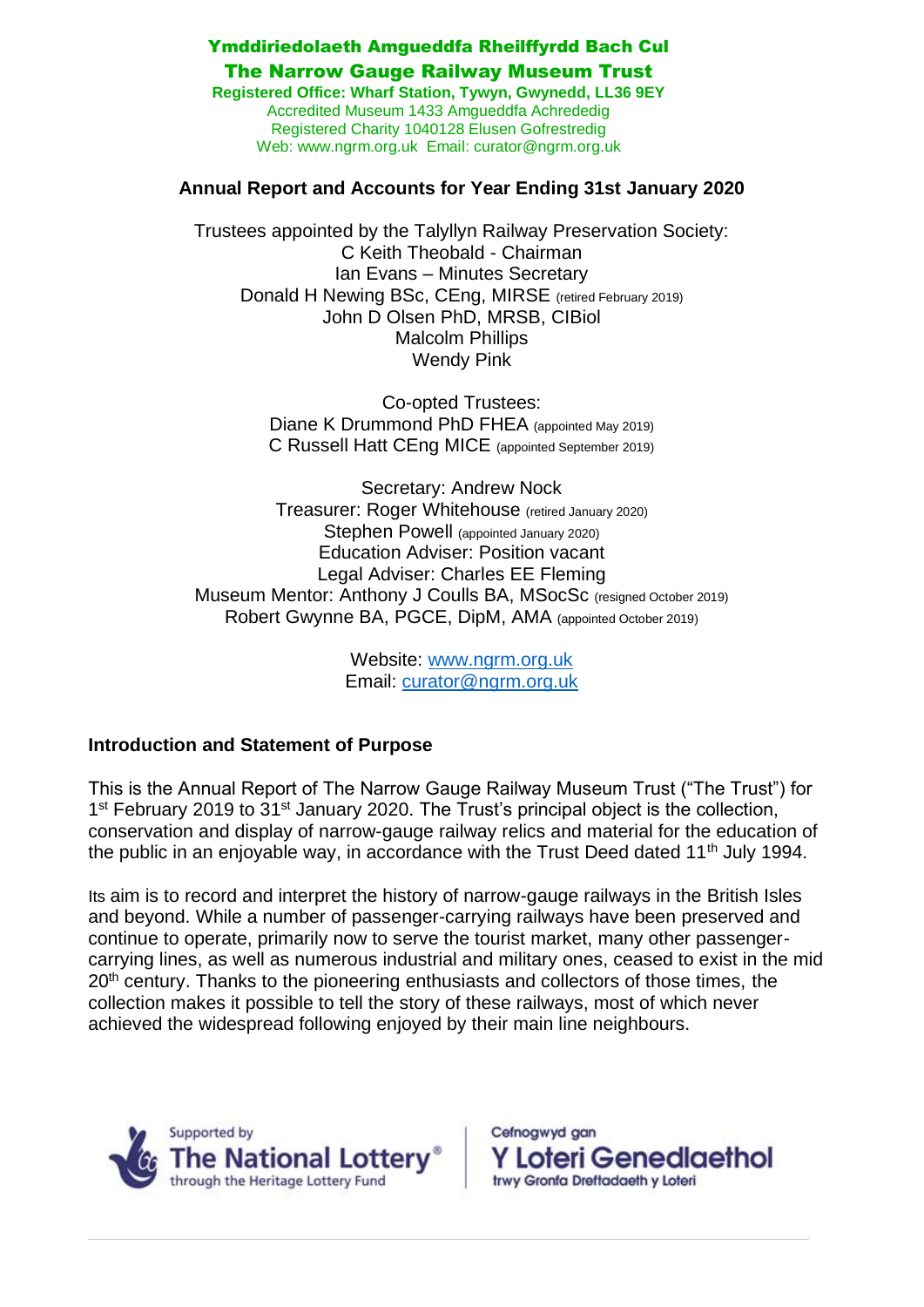**Ymddiriedolaeth Amgueddfa Rheilffyrdd Bach Cul**

**The Narrow Gauge Railway Museum Trust**

**Registered Office: Wharf Station, Tywyn, Gwynedd, LL36 9EY**

Accredited Museum 1433 Amgueddfa Achrededig

Registered Charity 1040128 Elusen Gofrestredig

Web: www.ngrm.org.uk Email: curator@ngrm.org.uk

**Annual Report and Accounts for Year Ending 31st January 2020**

Trustees appointed by the Talyllyn Railway Preservation Society:

C Keith Theobald - Chairman

Ian Evans – Minutes Secretary

Donald H Newing BSc, CEng, MIRSE (retired February 2019)

John D Olsen PhD, MRSB, CIBiol

Malcolm Phillips

Wendy Pink

Co-opted Trustees:

Diane K Drummond PhD FHEA (appointed May 2019)

C Russell Hatt CEng MICE (appointed September 2019)

Secretary: Andrew Nock

Treasurer: Roger Whitehouse (retired January 2020)

Stephen Powell (appointed January 2020)

Education Adviser: Position vacant

Legal Adviser: Charles EE Fleming

Museum Mentor: Anthony J Coulls BA, MSocSc (resigned October 2019)

Robert Gwynne BA, PGCE, DipM, AMA (appointed October 2019)

Website: www.ngrm.org.uk

Email: curator@ngrm.org.uk

## Introduction and Statement of Purpose

This is the Annual Report of The Narrow Gauge Railway Museum Trust ("The Trust") for 1st February 2019 to 31st January 2020. The Trust's principal object is the collection, conservation and display of narrow-gauge railway relics and material for the education of the public in an enjoyable way, in accordance with the Trust Deed dated 11th July 1994.

Its aim is to record and interpret the history of narrow-gauge railways in the British Isles and beyond. While a number of passenger-carrying railways have been preserved and continue to operate, primarily now to serve the tourist market, many other passenger-carrying lines, as well as numerous industrial and military ones, ceased to exist in the mid 20th century. Thanks to the pioneering enthusiasts and collectors of those times, the collection makes it possible to tell the story of these railways, most of which never achieved the widespread following enjoyed by their main line neighbours.

Supported by The National Lottery® through the Heritage Lottery Fund

Cefnogwyd gan Y Loteri Genedlaethol trwy Gronfa Dreftadaeth y Loteri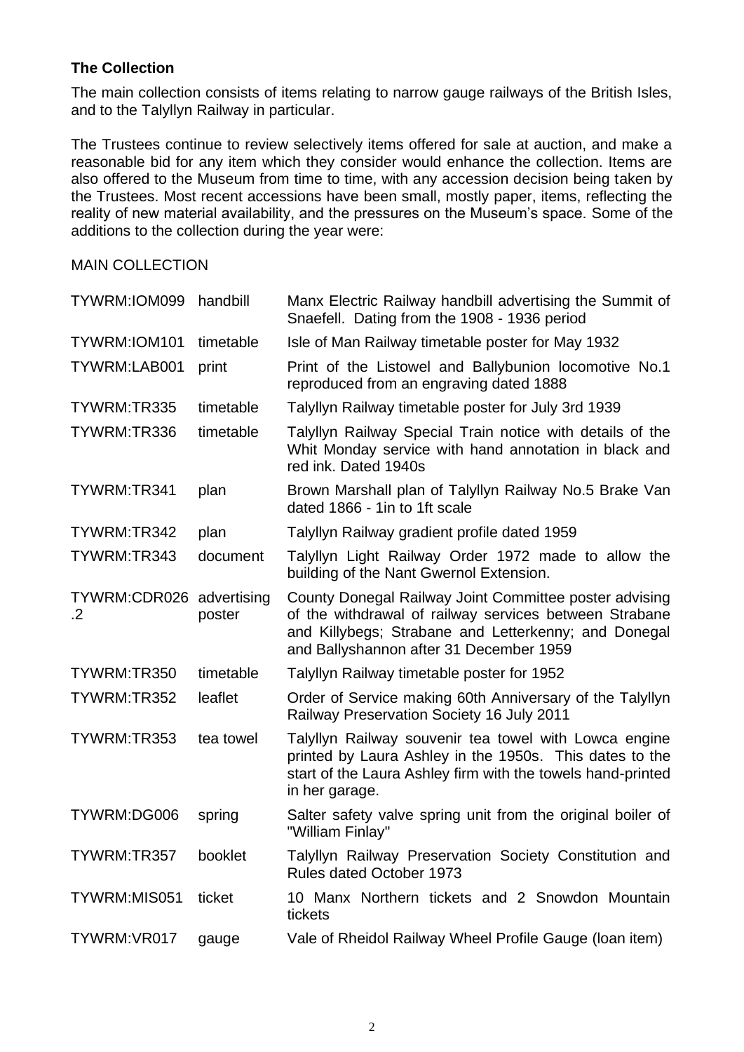## The Collection

The main collection consists of items relating to narrow gauge railways of the British Isles, and to the Talyllyn Railway in particular.

The Trustees continue to review selectively items offered for sale at auction, and make a reasonable bid for any item which they consider would enhance the collection. Items are also offered to the Museum from time to time, with any accession decision being taken by the Trustees. Most recent accessions have been small, mostly paper, items, reflecting the reality of new material availability, and the pressures on the Museum's space. Some of the additions to the collection during the year were:

MAIN COLLECTION

| | | |
|---|---|---|
| TYWRM:IOM099 | handbill | Manx Electric Railway handbill advertising the Summit of Snaefell. Dating from the 1908 - 1936 period |
| TYWRM:IOM101 | timetable | Isle of Man Railway timetable poster for May 1932 |
| TYWRM:LAB001 | print | Print of the Listowel and Ballybunion locomotive No.1 reproduced from an engraving dated 1888 |
| TYWRM:TR335 | timetable | Talyllyn Railway timetable poster for July 3rd 1939 |
| TYWRM:TR336 | timetable | Talyllyn Railway Special Train notice with details of the Whit Monday service with hand annotation in black and red ink. Dated 1940s |
| TYWRM:TR341 | plan | Brown Marshall plan of Talyllyn Railway No.5 Brake Van dated 1866 - 1in to 1ft scale |
| TYWRM:TR342 | plan | Talyllyn Railway gradient profile dated 1959 |
| TYWRM:TR343 | document | Talyllyn Light Railway Order 1972 made to allow the building of the Nant Gwernol Extension. |
| TYWRM:CDR026.2 | advertising poster | County Donegal Railway Joint Committee poster advising of the withdrawal of railway services between Strabane and Killybegs; Strabane and Letterkenny; and Donegal and Ballyshannon after 31 December 1959 |
| TYWRM:TR350 | timetable | Talyllyn Railway timetable poster for 1952 |
| TYWRM:TR352 | leaflet | Order of Service making 60th Anniversary of the Talyllyn Railway Preservation Society 16 July 2011 |
| TYWRM:TR353 | tea towel | Talyllyn Railway souvenir tea towel with Lowca engine printed by Laura Ashley in the 1950s. This dates to the start of the Laura Ashley firm with the towels hand-printed in her garage. |
| TYWRM:DG006 | spring | Salter safety valve spring unit from the original boiler of "William Finlay" |
| TYWRM:TR357 | booklet | Talyllyn Railway Preservation Society Constitution and Rules dated October 1973 |
| TYWRM:MIS051 | ticket | 10 Manx Northern tickets and 2 Snowdon Mountain tickets |
| TYWRM:VR017 | gauge | Vale of Rheidol Railway Wheel Profile Gauge (loan item) |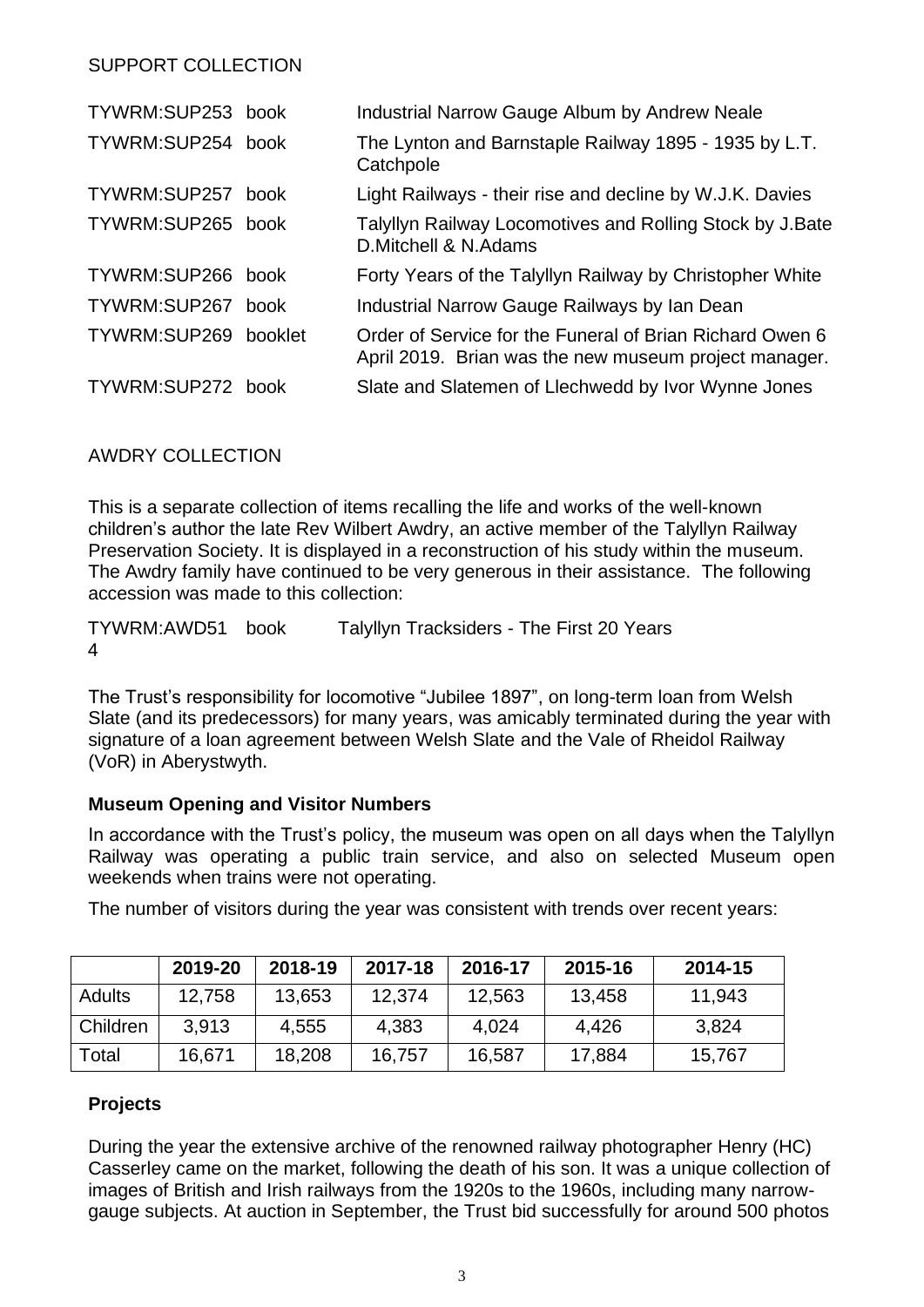SUPPORT COLLECTION

| | | |
|---|---|---|
| TYWRM:SUP253 | book | Industrial Narrow Gauge Album by Andrew Neale |
| TYWRM:SUP254 | book | The Lynton and Barnstaple Railway 1895 - 1935 by L.T. Catchpole |
| TYWRM:SUP257 | book | Light Railways - their rise and decline by W.J.K. Davies |
| TYWRM:SUP265 | book | Talyllyn Railway Locomotives and Rolling Stock by J.Bate D.Mitchell & N.Adams |
| TYWRM:SUP266 | book | Forty Years of the Talyllyn Railway by Christopher White |
| TYWRM:SUP267 | book | Industrial Narrow Gauge Railways by Ian Dean |
| TYWRM:SUP269 | booklet | Order of Service for the Funeral of Brian Richard Owen 6 April 2019. Brian was the new museum project manager. |
| TYWRM:SUP272 | book | Slate and Slatemen of Llechwedd by Ivor Wynne Jones |

AWDRY COLLECTION

This is a separate collection of items recalling the life and works of the well-known children's author the late Rev Wilbert Awdry, an active member of the Talyllyn Railway Preservation Society. It is displayed in a reconstruction of his study within the museum. The Awdry family have continued to be very generous in their assistance. The following accession was made to this collection:

| | | |
|---|---|---|
| TYWRM:AWD514 | book | Talyllyn Tracksiders - The First 20 Years |

The Trust's responsibility for locomotive "Jubilee 1897", on long-term loan from Welsh Slate (and its predecessors) for many years, was amicably terminated during the year with signature of a loan agreement between Welsh Slate and the Vale of Rheidol Railway (VoR) in Aberystwyth.

**Museum Opening and Visitor Numbers**

In accordance with the Trust's policy, the museum was open on all days when the Talyllyn Railway was operating a public train service, and also on selected Museum open weekends when trains were not operating.

The number of visitors during the year was consistent with trends over recent years:

| | 2019-20 | 2018-19 | 2017-18 | 2016-17 | 2015-16 | 2014-15 |
|---|---|---|---|---|---|---|
| Adults | 12,758 | 13,653 | 12,374 | 12,563 | 13,458 | 11,943 |
| Children | 3,913 | 4,555 | 4,383 | 4,024 | 4,426 | 3,824 |
| Total | 16,671 | 18,208 | 16,757 | 16,587 | 17,884 | 15,767 |

**Projects**

During the year the extensive archive of the renowned railway photographer Henry (HC) Casserley came on the market, following the death of his son. It was a unique collection of images of British and Irish railways from the 1920s to the 1960s, including many narrow-gauge subjects. At auction in September, the Trust bid successfully for around 500 photos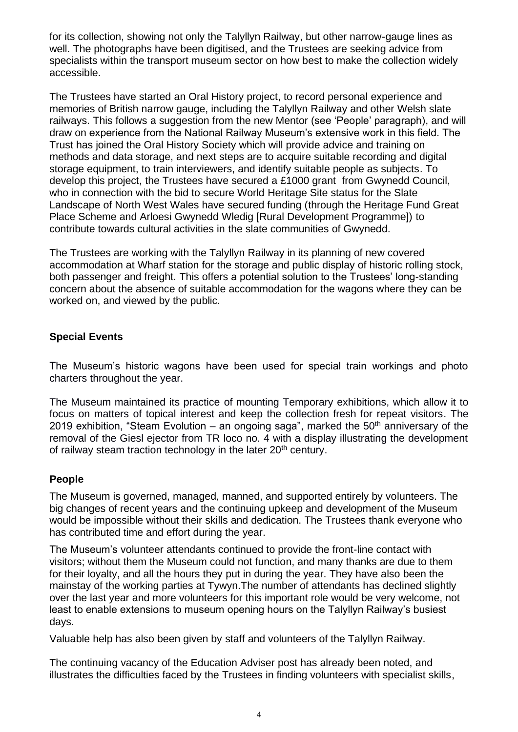for its collection, showing not only the Talyllyn Railway, but other narrow-gauge lines as well. The photographs have been digitised, and the Trustees are seeking advice from specialists within the transport museum sector on how best to make the collection widely accessible.

The Trustees have started an Oral History project, to record personal experience and memories of British narrow gauge, including the Talyllyn Railway and other Welsh slate railways. This follows a suggestion from the new Mentor (see 'People' paragraph), and will draw on experience from the National Railway Museum's extensive work in this field. The Trust has joined the Oral History Society which will provide advice and training on methods and data storage, and next steps are to acquire suitable recording and digital storage equipment, to train interviewers, and identify suitable people as subjects. To develop this project, the Trustees have secured a £1000 grant from Gwynedd Council, who in connection with the bid to secure World Heritage Site status for the Slate Landscape of North West Wales have secured funding (through the Heritage Fund Great Place Scheme and Arloesi Gwynedd Wledig [Rural Development Programme]) to contribute towards cultural activities in the slate communities of Gwynedd.

The Trustees are working with the Talyllyn Railway in its planning of new covered accommodation at Wharf station for the storage and public display of historic rolling stock, both passenger and freight. This offers a potential solution to the Trustees' long-standing concern about the absence of suitable accommodation for the wagons where they can be worked on, and viewed by the public.

## Special Events

The Museum's historic wagons have been used for special train workings and photo charters throughout the year.

The Museum maintained its practice of mounting Temporary exhibitions, which allow it to focus on matters of topical interest and keep the collection fresh for repeat visitors. The 2019 exhibition, "Steam Evolution – an ongoing saga", marked the 50th anniversary of the removal of the Giesl ejector from TR loco no. 4 with a display illustrating the development of railway steam traction technology in the later 20th century.

## People

The Museum is governed, managed, manned, and supported entirely by volunteers. The big changes of recent years and the continuing upkeep and development of the Museum would be impossible without their skills and dedication. The Trustees thank everyone who has contributed time and effort during the year.

The Museum's volunteer attendants continued to provide the front-line contact with visitors; without them the Museum could not function, and many thanks are due to them for their loyalty, and all the hours they put in during the year. They have also been the mainstay of the working parties at Tywyn.The number of attendants has declined slightly over the last year and more volunteers for this important role would be very welcome, not least to enable extensions to museum opening hours on the Talyllyn Railway's busiest days.

Valuable help has also been given by staff and volunteers of the Talyllyn Railway.

The continuing vacancy of the Education Adviser post has already been noted, and illustrates the difficulties faced by the Trustees in finding volunteers with specialist skills,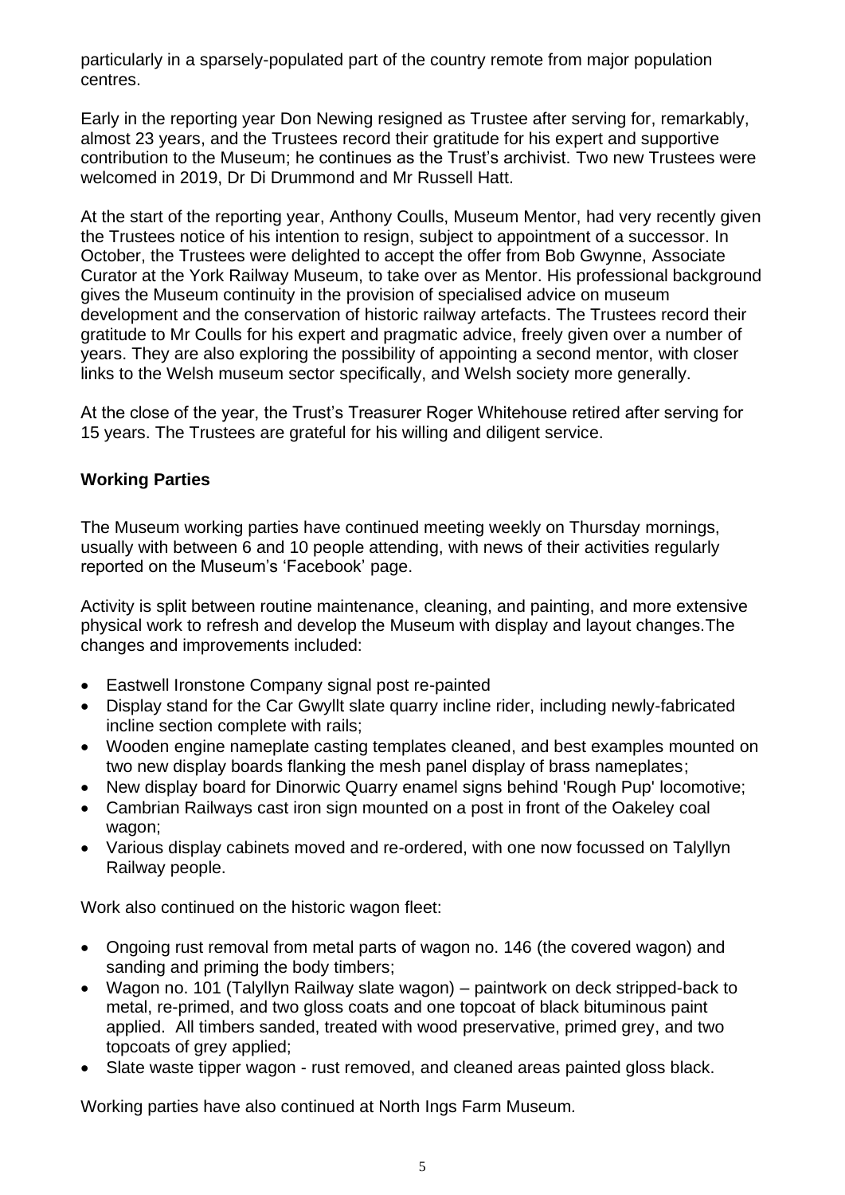particularly in a sparsely-populated part of the country remote from major population centres.

Early in the reporting year Don Newing resigned as Trustee after serving for, remarkably, almost 23 years, and the Trustees record their gratitude for his expert and supportive contribution to the Museum; he continues as the Trust's archivist. Two new Trustees were welcomed in 2019, Dr Di Drummond and Mr Russell Hatt.

At the start of the reporting year, Anthony Coulls, Museum Mentor, had very recently given the Trustees notice of his intention to resign, subject to appointment of a successor. In October, the Trustees were delighted to accept the offer from Bob Gwynne, Associate Curator at the York Railway Museum, to take over as Mentor. His professional background gives the Museum continuity in the provision of specialised advice on museum development and the conservation of historic railway artefacts. The Trustees record their gratitude to Mr Coulls for his expert and pragmatic advice, freely given over a number of years. They are also exploring the possibility of appointing a second mentor, with closer links to the Welsh museum sector specifically, and Welsh society more generally.

At the close of the year, the Trust's Treasurer Roger Whitehouse retired after serving for 15 years. The Trustees are grateful for his willing and diligent service.

**Working Parties**

The Museum working parties have continued meeting weekly on Thursday mornings, usually with between 6 and 10 people attending, with news of their activities regularly reported on the Museum's 'Facebook' page.

Activity is split between routine maintenance, cleaning, and painting, and more extensive physical work to refresh and develop the Museum with display and layout changes.The changes and improvements included:

- Eastwell Ironstone Company signal post re-painted
- Display stand for the Car Gwyllt slate quarry incline rider, including newly-fabricated incline section complete with rails;
- Wooden engine nameplate casting templates cleaned, and best examples mounted on two new display boards flanking the mesh panel display of brass nameplates;
- New display board for Dinorwic Quarry enamel signs behind 'Rough Pup' locomotive;
- Cambrian Railways cast iron sign mounted on a post in front of the Oakeley coal wagon;
- Various display cabinets moved and re-ordered, with one now focussed on Talyllyn Railway people.

Work also continued on the historic wagon fleet:

- Ongoing rust removal from metal parts of wagon no. 146 (the covered wagon) and sanding and priming the body timbers;
- Wagon no. 101 (Talyllyn Railway slate wagon) – paintwork on deck stripped-back to metal, re-primed, and two gloss coats and one topcoat of black bituminous paint applied. All timbers sanded, treated with wood preservative, primed grey, and two topcoats of grey applied;
- Slate waste tipper wagon - rust removed, and cleaned areas painted gloss black.

Working parties have also continued at North Ings Farm Museum.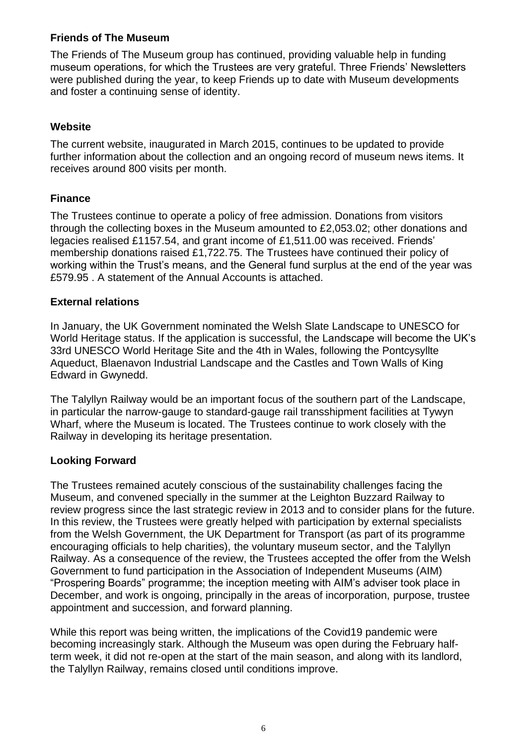## Friends of The Museum

The Friends of The Museum group has continued, providing valuable help in funding museum operations, for which the Trustees are very grateful. Three Friends' Newsletters were published during the year, to keep Friends up to date with Museum developments and foster a continuing sense of identity.

## Website

The current website, inaugurated in March 2015, continues to be updated to provide further information about the collection and an ongoing record of museum news items. It receives around 800 visits per month.

## Finance

The Trustees continue to operate a policy of free admission. Donations from visitors through the collecting boxes in the Museum amounted to £2,053.02; other donations and legacies realised £1157.54, and grant income of £1,511.00 was received. Friends' membership donations raised £1,722.75. The Trustees have continued their policy of working within the Trust's means, and the General fund surplus at the end of the year was £579.95 . A statement of the Annual Accounts is attached.

## External relations

In January, the UK Government nominated the Welsh Slate Landscape to UNESCO for World Heritage status. If the application is successful, the Landscape will become the UK's 33rd UNESCO World Heritage Site and the 4th in Wales, following the Pontcysyllte Aqueduct, Blaenavon Industrial Landscape and the Castles and Town Walls of King Edward in Gwynedd.

The Talyllyn Railway would be an important focus of the southern part of the Landscape, in particular the narrow-gauge to standard-gauge rail transshipment facilities at Tywyn Wharf, where the Museum is located. The Trustees continue to work closely with the Railway in developing its heritage presentation.

## Looking Forward

The Trustees remained acutely conscious of the sustainability challenges facing the Museum, and convened specially in the summer at the Leighton Buzzard Railway to review progress since the last strategic review in 2013 and to consider plans for the future. In this review, the Trustees were greatly helped with participation by external specialists from the Welsh Government, the UK Department for Transport (as part of its programme encouraging officials to help charities), the voluntary museum sector, and the Talyllyn Railway. As a consequence of the review, the Trustees accepted the offer from the Welsh Government to fund participation in the Association of Independent Museums (AIM) "Prospering Boards" programme; the inception meeting with AIM's adviser took place in December, and work is ongoing, principally in the areas of incorporation, purpose, trustee appointment and succession, and forward planning.

While this report was being written, the implications of the Covid19 pandemic were becoming increasingly stark. Although the Museum was open during the February half-term week, it did not re-open at the start of the main season, and along with its landlord, the Talyllyn Railway, remains closed until conditions improve.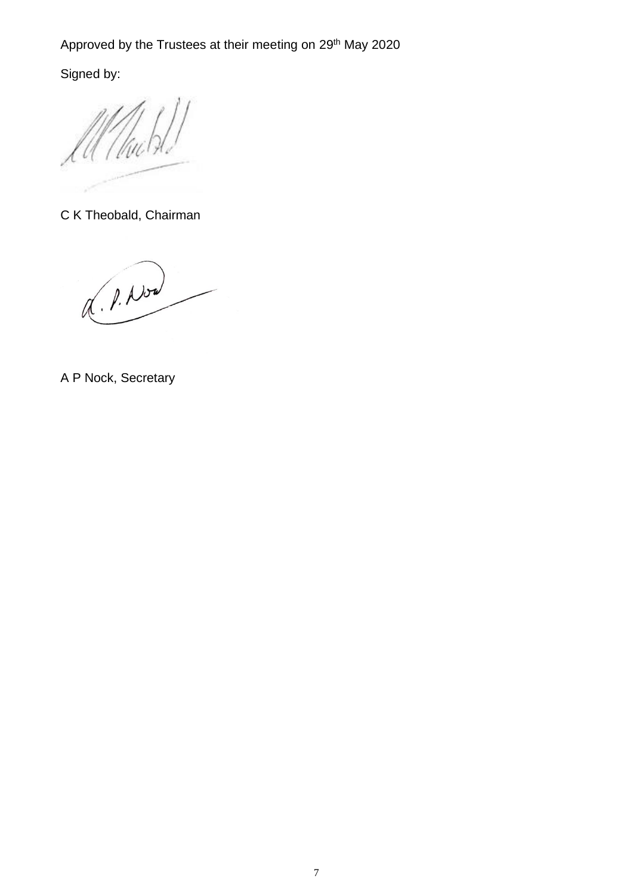Approved by the Trustees at their meeting on 29th May 2020

Signed by:

C K Theobald, Chairman

A P Nock, Secretary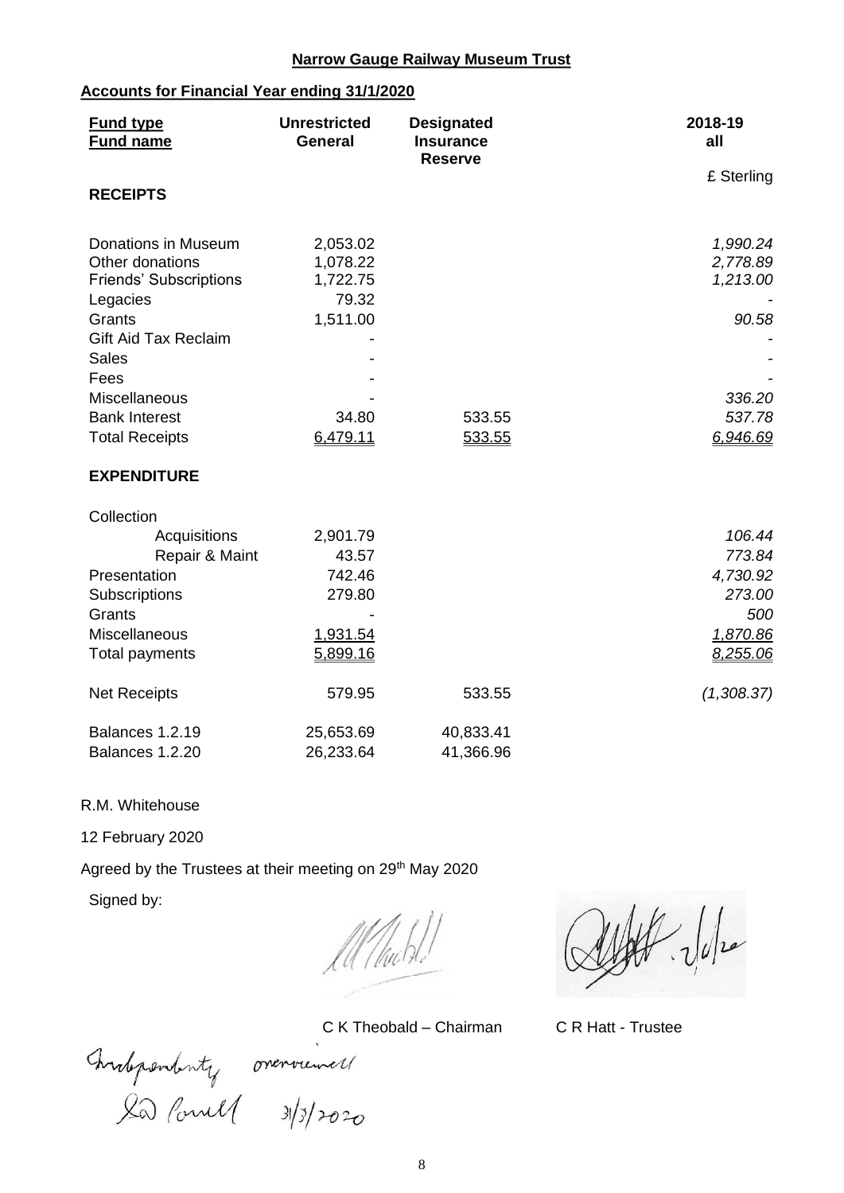**Narrow Gauge Railway Museum Trust**

**Accounts for Financial Year ending 31/1/2020**

| **Fund type** / **Fund name** | **Unrestricted** / **General** | **Designated** / **Insurance Reserve** | **2018-19** / **all** |
|---|---|---|---|
| | | | £ Sterling |
| **RECEIPTS** | | | |
| Donations in Museum | 2,053.02 | | *1,990.24* |
| Other donations | 1,078.22 | | *2,778.89* |
| Friends' Subscriptions | 1,722.75 | | *1,213.00* |
| Legacies | 79.32 | | - |
| Grants | 1,511.00 | | *90.58* |
| Gift Aid Tax Reclaim | - | | - |
| Sales | - | | - |
| Fees | - | | - |
| Miscellaneous | - | | *336.20* |
| Bank Interest | 34.80 | 533.55 | *537.78* |
| Total Receipts | 6,479.11 | 533.55 | *6,946.69* |
| **EXPENDITURE** | | | |
| Collection | | | |
| Acquisitions | 2,901.79 | | *106.44* |
| Repair & Maint | 43.57 | | *773.84* |
| Presentation | 742.46 | | *4,730.92* |
| Subscriptions | 279.80 | | *273.00* |
| Grants | - | | *500* |
| Miscellaneous | 1,931.54 | | *1,870.86* |
| Total payments | 5,899.16 | | *8,255.06* |
| Net Receipts | 579.95 | 533.55 | *(1,308.37)* |
| Balances 1.2.19 | 25,653.69 | 40,833.41 | |
| Balances 1.2.20 | 26,233.64 | 41,366.96 | |

R.M. Whitehouse

12 February 2020

Agreed by the Trustees at their meeting on 29th May 2020

Signed by:

C K Theobald – Chairman C R Hatt - Trustee

Independently overviewed
SD Powell 31/3/2020